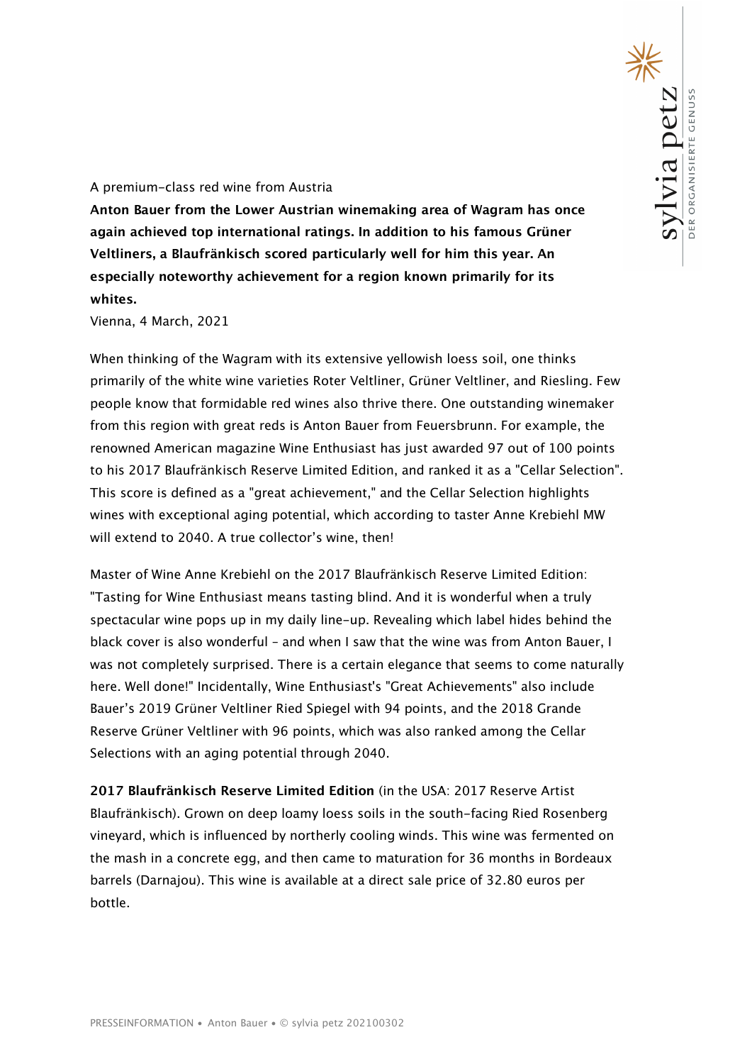A premium-class red wine from Austria

**Anton Bauer from the Lower Austrian winemaking area of Wagram has once again achieved top international ratings. In addition to his famous Grüner Veltliners, a Blaufränkisch scored particularly well for him this year. An especially noteworthy achievement for a region known primarily for its whites.**

Vienna, 4 March, 2021

When thinking of the Wagram with its extensive yellowish loess soil, one thinks primarily of the white wine varieties Roter Veltliner, Grüner Veltliner, and Riesling. Few people know that formidable red wines also thrive there. One outstanding winemaker from this region with great reds is Anton Bauer from Feuersbrunn. For example, the renowned American magazine Wine Enthusiast has just awarded 97 out of 100 points to his 2017 Blaufränkisch Reserve Limited Edition, and ranked it as a "Cellar Selection". This score is defined as a "great achievement," and the Cellar Selection highlights wines with exceptional aging potential, which according to taster Anne Krebiehl MW will extend to 2040. A true collector's wine, then!

Master of Wine Anne Krebiehl on the 2017 Blaufränkisch Reserve Limited Edition: "Tasting for Wine Enthusiast means tasting blind. And it is wonderful when a truly spectacular wine pops up in my daily line-up. Revealing which label hides behind the black cover is also wonderful – and when I saw that the wine was from Anton Bauer, I was not completely surprised. There is a certain elegance that seems to come naturally here. Well done!" Incidentally, Wine Enthusiast's "Great Achievements" also include Bauer's 2019 Grüner Veltliner Ried Spiegel with 94 points, and the 2018 Grande Reserve Grüner Veltliner with 96 points, which was also ranked among the Cellar Selections with an aging potential through 2040.

**2017 Blaufränkisch Reserve Limited Edition** (in the USA: 2017 Reserve Artist Blaufränkisch). Grown on deep loamy loess soils in the south-facing Ried Rosenberg vineyard, which is influenced by northerly cooling winds. This wine was fermented on the mash in a concrete egg, and then came to maturation for 36 months in Bordeaux barrels (Darnajou). This wine is available at a direct sale price of 32.80 euros per bottle.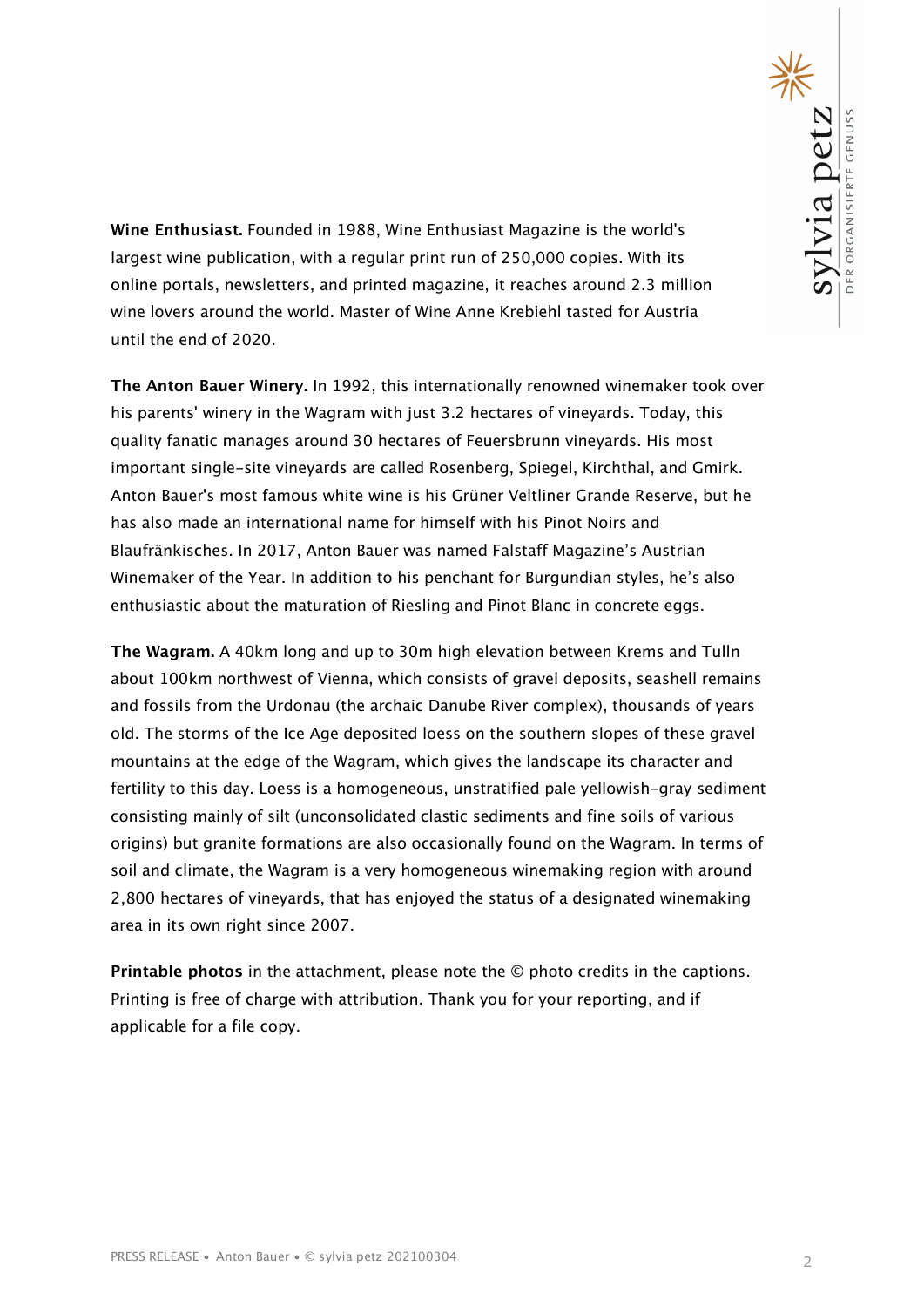**Wine Enthusiast.** Founded in 1988, Wine Enthusiast Magazine is the world's largest wine publication, with a regular print run of 250,000 copies. With its online portals, newsletters, and printed magazine, it reaches around 2.3 million wine lovers around the world. Master of Wine Anne Krebiehl tasted for Austria until the end of 2020.

**The Anton Bauer Winery.** In 1992, this internationally renowned winemaker took over his parents' winery in the Wagram with just 3.2 hectares of vineyards. Today, this quality fanatic manages around 30 hectares of Feuersbrunn vineyards. His most important single-site vineyards are called Rosenberg, Spiegel, Kirchthal, and Gmirk. Anton Bauer's most famous white wine is his Grüner Veltliner Grande Reserve, but he has also made an international name for himself with his Pinot Noirs and Blaufränkisches. In 2017, Anton Bauer was named Falstaff Magazine's Austrian Winemaker of the Year. In addition to his penchant for Burgundian styles, he's also enthusiastic about the maturation of Riesling and Pinot Blanc in concrete eggs.

**The Wagram.** A 40km long and up to 30m high elevation between Krems and Tulln about 100km northwest of Vienna, which consists of gravel deposits, seashell remains and fossils from the Urdonau (the archaic Danube River complex), thousands of years old. The storms of the Ice Age deposited loess on the southern slopes of these gravel mountains at the edge of the Wagram, which gives the landscape its character and fertility to this day. Loess is a homogeneous, unstratified pale yellowish-gray sediment consisting mainly of silt (unconsolidated clastic sediments and fine soils of various origins) but granite formations are also occasionally found on the Wagram. In terms of soil and climate, the Wagram is a very homogeneous winemaking region with around 2,800 hectares of vineyards, that has enjoyed the status of a designated winemaking area in its own right since 2007.

**Printable photos** in the attachment, please note the © photo credits in the captions. Printing is free of charge with attribution. Thank you for your reporting, and if applicable for a file copy.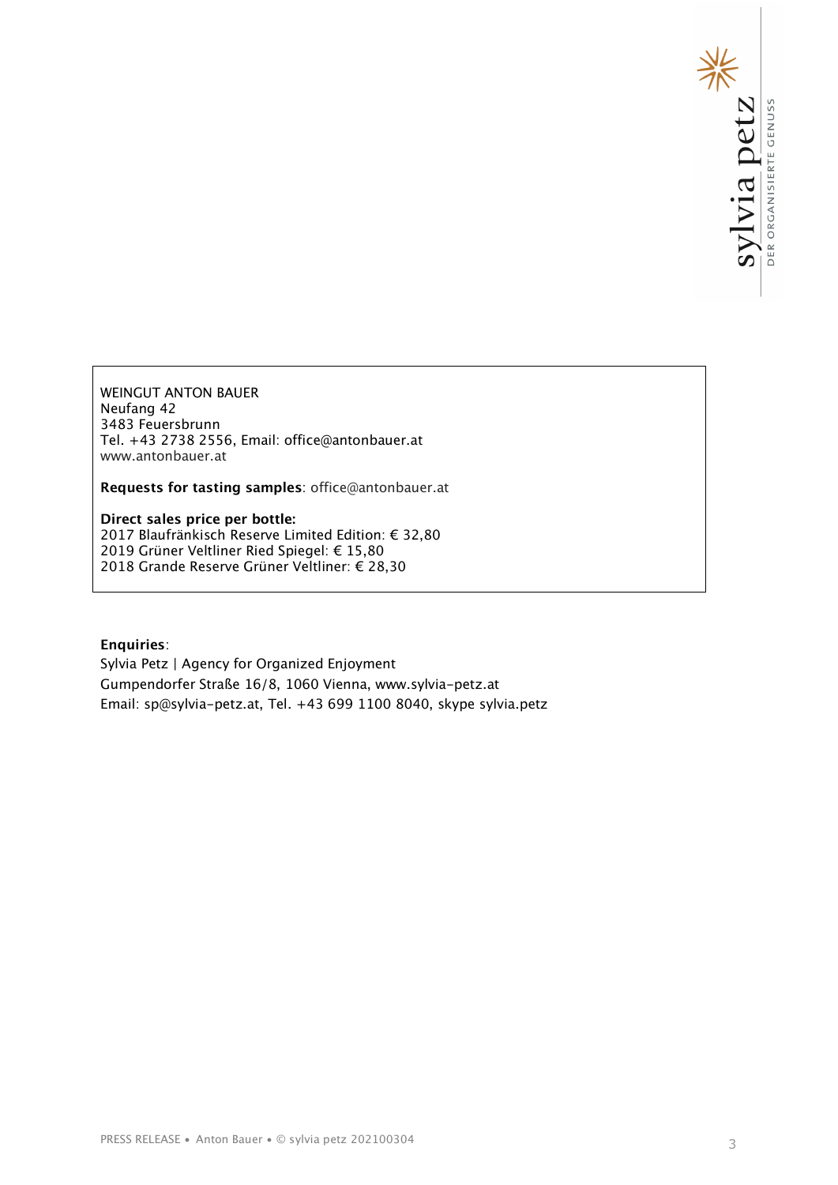WEINGUT ANTON BAUER
Neufang 42
3483 Feuersbrunn
Tel. +43 2738 2556, Email: office@antonbauer.at
www.antonbauer.at

**Requests for tasting samples**: office@antonbauer.at

**Direct sales price per bottle:**
2017 Blaufränkisch Reserve Limited Edition: € 32,80
2019 Grüner Veltliner Ried Spiegel: € 15,80
2018 Grande Reserve Grüner Veltliner: € 28,30

**Enquiries**:
Sylvia Petz | Agency for Organized Enjoyment
Gumpendorfer Straße 16/8, 1060 Vienna, www.sylvia-petz.at
Email: sp@sylvia-petz.at, Tel. +43 699 1100 8040, skype sylvia.petz